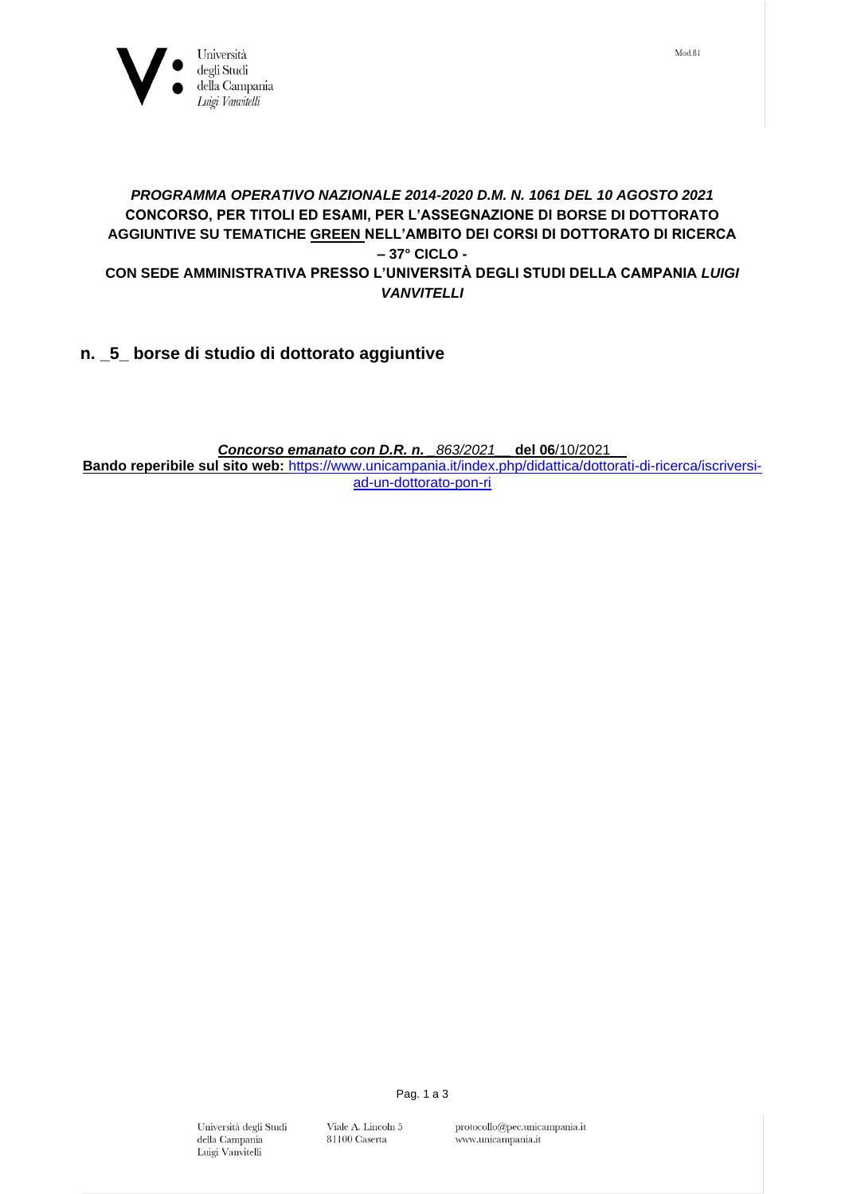Università degli Studi della Campania *Luigi Vanvitelli*

Mod.81

***PROGRAMMA OPERATIVO NAZIONALE 2014-2020 D.M. N. 1061 DEL 10 AGOSTO 2021***
**CONCORSO, PER TITOLI ED ESAMI, PER L'ASSEGNAZIONE DI BORSE DI DOTTORATO AGGIUNTIVE SU TEMATICHE GREEN NELL'AMBITO DEI CORSI DI DOTTORATO DI RICERCA – 37° CICLO -**
**CON SEDE AMMINISTRATIVA PRESSO L'UNIVERSITÀ DEGLI STUDI DELLA CAMPANIA *LUIGI VANVITELLI***

## n. _5_ borse di studio di dottorato aggiuntive

***Concorso emanato con D.R. n.*** _*863/2021*__ **del 06**/10/2021__

**Bando reperibile sul sito web:** https://www.unicampania.it/index.php/didattica/dottorati-di-ricerca/iscriversi-ad-un-dottorato-pon-ri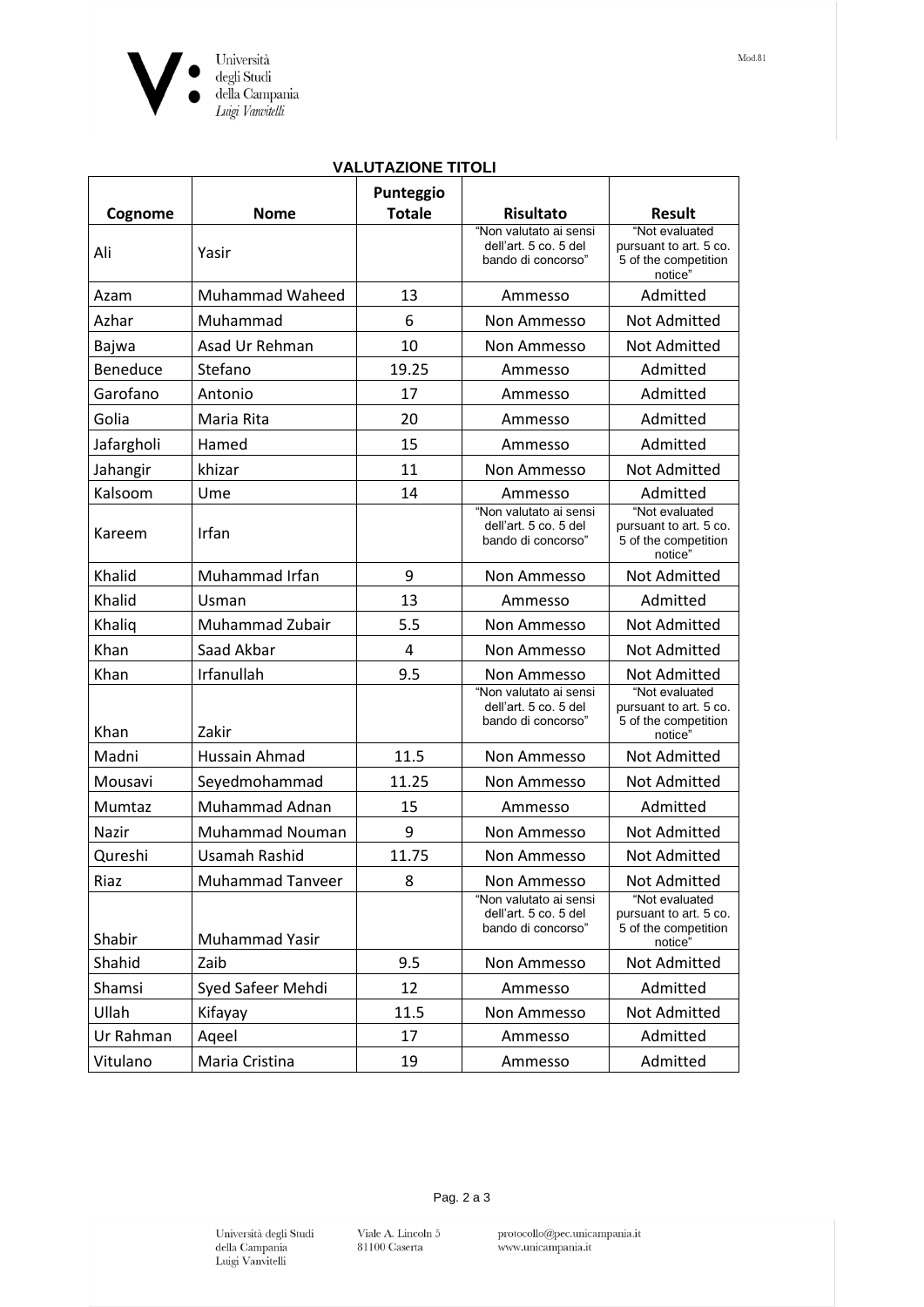## VALUTAZIONE TITOLI

| Cognome | Nome | Punteggio Totale | Risultato | Result |
|---|---|---|---|---|
| Ali | Yasir | | "Non valutato ai sensi dell'art. 5 co. 5 del bando di concorso" | "Not evaluated pursuant to art. 5 co. 5 of the competition notice" |
| Azam | Muhammad Waheed | 13 | Ammesso | Admitted |
| Azhar | Muhammad | 6 | Non Ammesso | Not Admitted |
| Bajwa | Asad Ur Rehman | 10 | Non Ammesso | Not Admitted |
| Beneduce | Stefano | 19.25 | Ammesso | Admitted |
| Garofano | Antonio | 17 | Ammesso | Admitted |
| Golia | Maria Rita | 20 | Ammesso | Admitted |
| Jafargholi | Hamed | 15 | Ammesso | Admitted |
| Jahangir | khizar | 11 | Non Ammesso | Not Admitted |
| Kalsoom | Ume | 14 | Ammesso | Admitted |
| Kareem | Irfan | | "Non valutato ai sensi dell'art. 5 co. 5 del bando di concorso" | "Not evaluated pursuant to art. 5 co. 5 of the competition notice" |
| Khalid | Muhammad Irfan | 9 | Non Ammesso | Not Admitted |
| Khalid | Usman | 13 | Ammesso | Admitted |
| Khaliq | Muhammad Zubair | 5.5 | Non Ammesso | Not Admitted |
| Khan | Saad Akbar | 4 | Non Ammesso | Not Admitted |
| Khan | Irfanullah | 9.5 | Non Ammesso | Not Admitted |
| Khan | Zakir | | "Non valutato ai sensi dell'art. 5 co. 5 del bando di concorso" | "Not evaluated pursuant to art. 5 co. 5 of the competition notice" |
| Madni | Hussain Ahmad | 11.5 | Non Ammesso | Not Admitted |
| Mousavi | Seyedmohammad | 11.25 | Non Ammesso | Not Admitted |
| Mumtaz | Muhammad Adnan | 15 | Ammesso | Admitted |
| Nazir | Muhammad Nouman | 9 | Non Ammesso | Not Admitted |
| Qureshi | Usamah Rashid | 11.75 | Non Ammesso | Not Admitted |
| Riaz | Muhammad Tanveer | 8 | Non Ammesso | Not Admitted |
| Shabir | Muhammad Yasir | | "Non valutato ai sensi dell'art. 5 co. 5 del bando di concorso" | "Not evaluated pursuant to art. 5 co. 5 of the competition notice" |
| Shahid | Zaib | 9.5 | Non Ammesso | Not Admitted |
| Shamsi | Syed Safeer Mehdi | 12 | Ammesso | Admitted |
| Ullah | Kifayay | 11.5 | Non Ammesso | Not Admitted |
| Ur Rahman | Aqeel | 17 | Ammesso | Admitted |
| Vitulano | Maria Cristina | 19 | Ammesso | Admitted |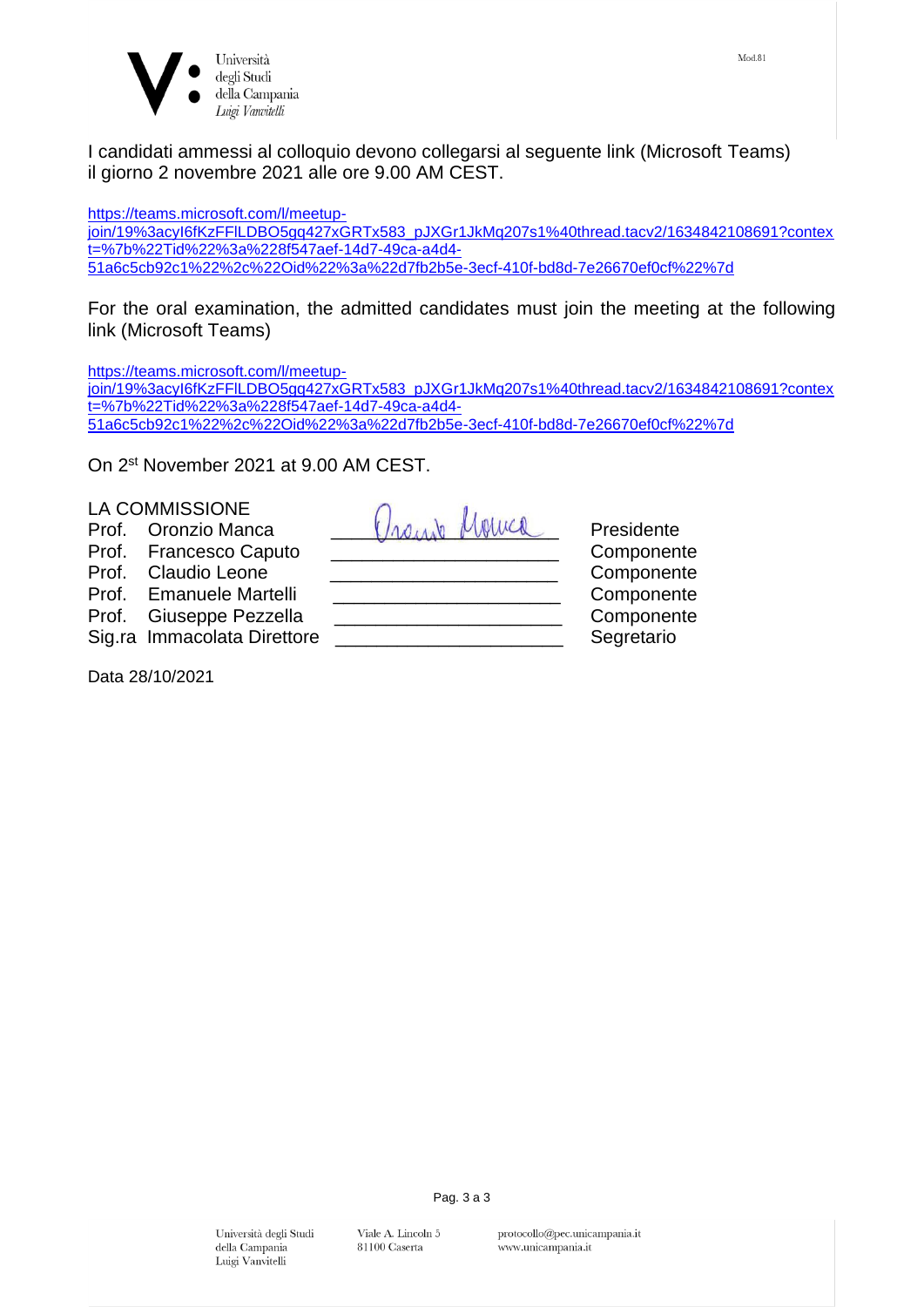I candidati ammessi al colloquio devono collegarsi al seguente link (Microsoft Teams) il giorno 2 novembre 2021 alle ore 9.00 AM CEST.

https://teams.microsoft.com/l/meetup-join/19%3acyl6fKzFFlLDBO5gq427xGRTx583_pJXGr1JkMq207s1%40thread.tacv2/1634842108691?context=%7b%22Tid%22%3a%228f547aef-14d7-49ca-a4d4-51a6c5cb92c1%22%2c%22Oid%22%3a%22d7fb2b5e-3ecf-410f-bd8d-7e26670ef0cf%22%7d

For the oral examination, the admitted candidates must join the meeting at the following link (Microsoft Teams)

https://teams.microsoft.com/l/meetup-join/19%3acyl6fKzFFlLDBO5gq427xGRTx583_pJXGr1JkMq207s1%40thread.tacv2/1634842108691?context=%7b%22Tid%22%3a%228f547aef-14d7-49ca-a4d4-51a6c5cb92c1%22%2c%22Oid%22%3a%22d7fb2b5e-3ecf-410f-bd8d-7e26670ef0cf%22%7d

On 2st November 2021 at 9.00 AM CEST.

LA COMMISSIONE

| | | | |
|---|---|---|---|
| Prof. | Oronzio Manca | Oronzio Manca | Presidente |
| Prof. | Francesco Caputo | ____________________ | Componente |
| Prof. | Claudio Leone | ____________________ | Componente |
| Prof. | Emanuele Martelli | ____________________ | Componente |
| Prof. | Giuseppe Pezzella | ____________________ | Componente |
| Sig.ra | Immacolata Direttore | ____________________ | Segretario |

Data 28/10/2021